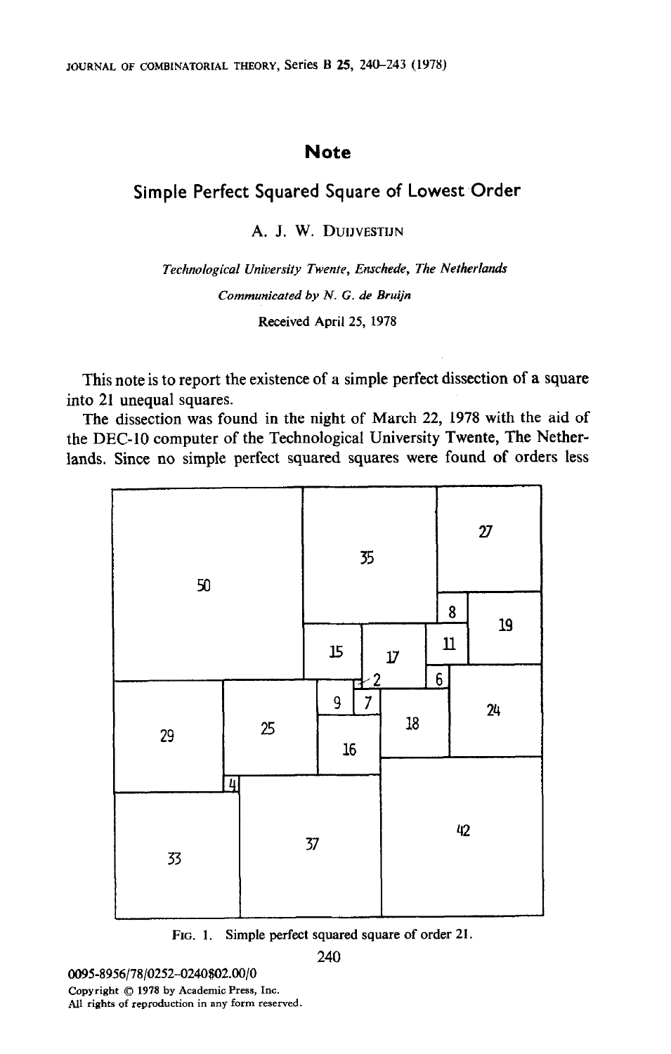# Note

## Simple Perfect Squared Square of Lowest Order

A. J. W. DUIJVESTIJN

*Technological University Twente, Enschede, The Netherlands*

*Communicated by N. G. de Bruijn*

Received April 25, 1978

This note is to report the existence of a simple perfect dissection of a square into 21 unequal squares.

The dissection was found in the night of March 22, 1978 with the aid of the DEC-10 computer of the Technological University Twente, The Netherlands. Since no simple perfect squared squares were found of orders less

FIG. 1. Simple perfect squared square of order 21.

0095-8956/78/0252-0240$02.00/0
Copyright © 1978 by Academic Press, Inc.
All rights of reproduction in any form reserved.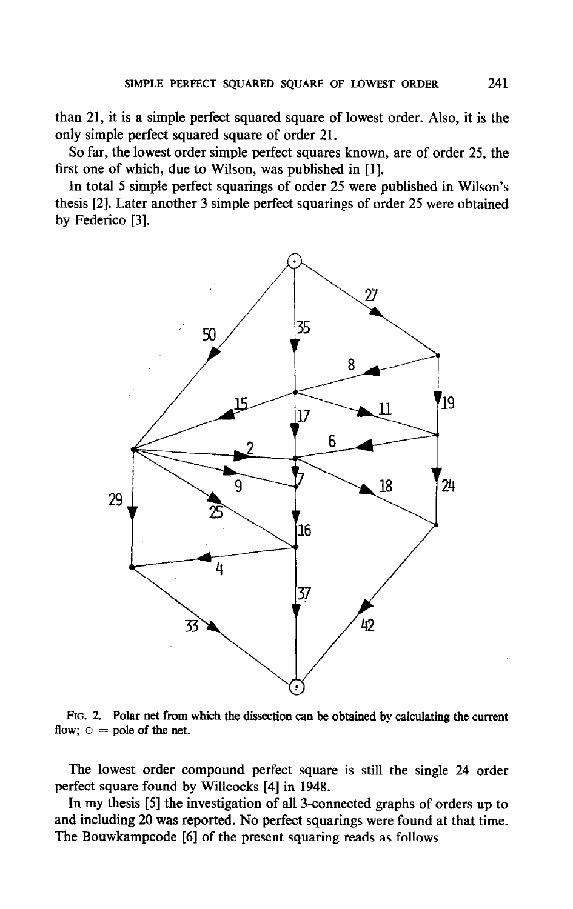than 21, it is a simple perfect squared square of lowest order. Also, it is the only simple perfect squared square of order 21.

So far, the lowest order simple perfect squares known, are of order 25, the first one of which, due to Wilson, was published in [1].

In total 5 simple perfect squarings of order 25 were published in Wilson's thesis [2]. Later another 3 simple perfect squarings of order 25 were obtained by Federico [3].

FIG. 2. Polar net from which the dissection can be obtained by calculating the current flow; ○ = pole of the net.

The lowest order compound perfect square is still the single 24 order perfect square found by Willcocks [4] in 1948.

In my thesis [5] the investigation of all 3-connected graphs of orders up to and including 20 was reported. No perfect squarings were found at that time. The Bouwkampcode [6] of the present squaring reads as follows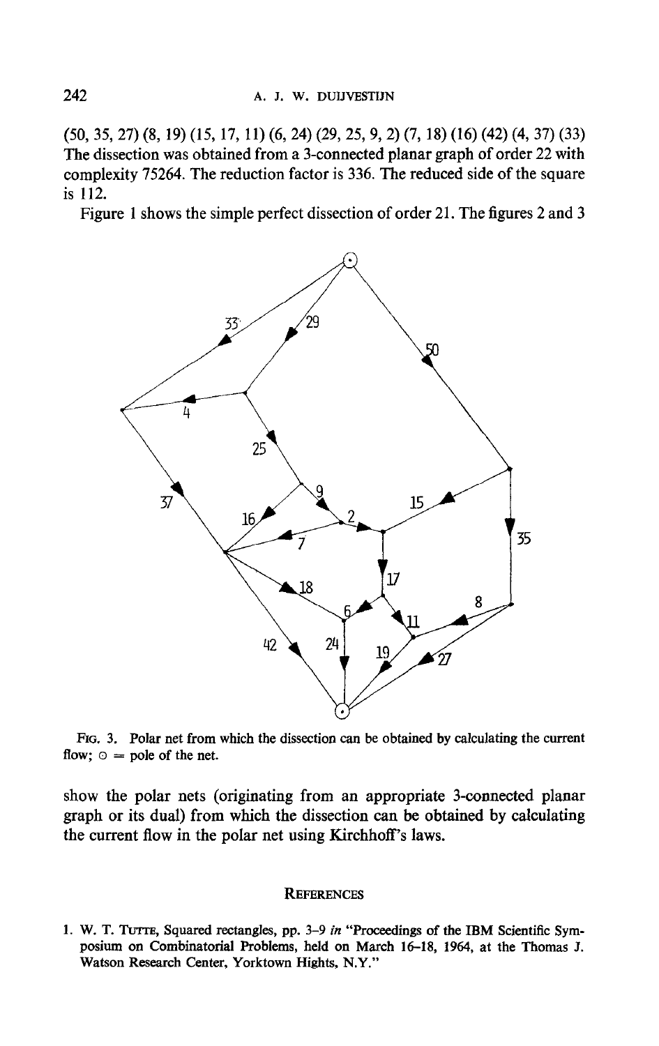(50, 35, 27) (8, 19) (15, 17, 11) (6, 24) (29, 25, 9, 2) (7, 18) (16) (42) (4, 37) (33) The dissection was obtained from a 3-connected planar graph of order 22 with complexity 75264. The reduction factor is 336. The reduced side of the square is 112.

Figure 1 shows the simple perfect dissection of order 21. The figures 2 and 3

FIG. 3. Polar net from which the dissection can be obtained by calculating the current flow; ⊙ = pole of the net.

show the polar nets (originating from an appropriate 3-connected planar graph or its dual) from which the dissection can be obtained by calculating the current flow in the polar net using Kirchhoff's laws.

## REFERENCES

1. W. T. TUTTE, Squared rectangles, pp. 3–9 *in* "Proceedings of the IBM Scientific Symposium on Combinatorial Problems, held on March 16–18, 1964, at the Thomas J. Watson Research Center, Yorktown Hights, N.Y."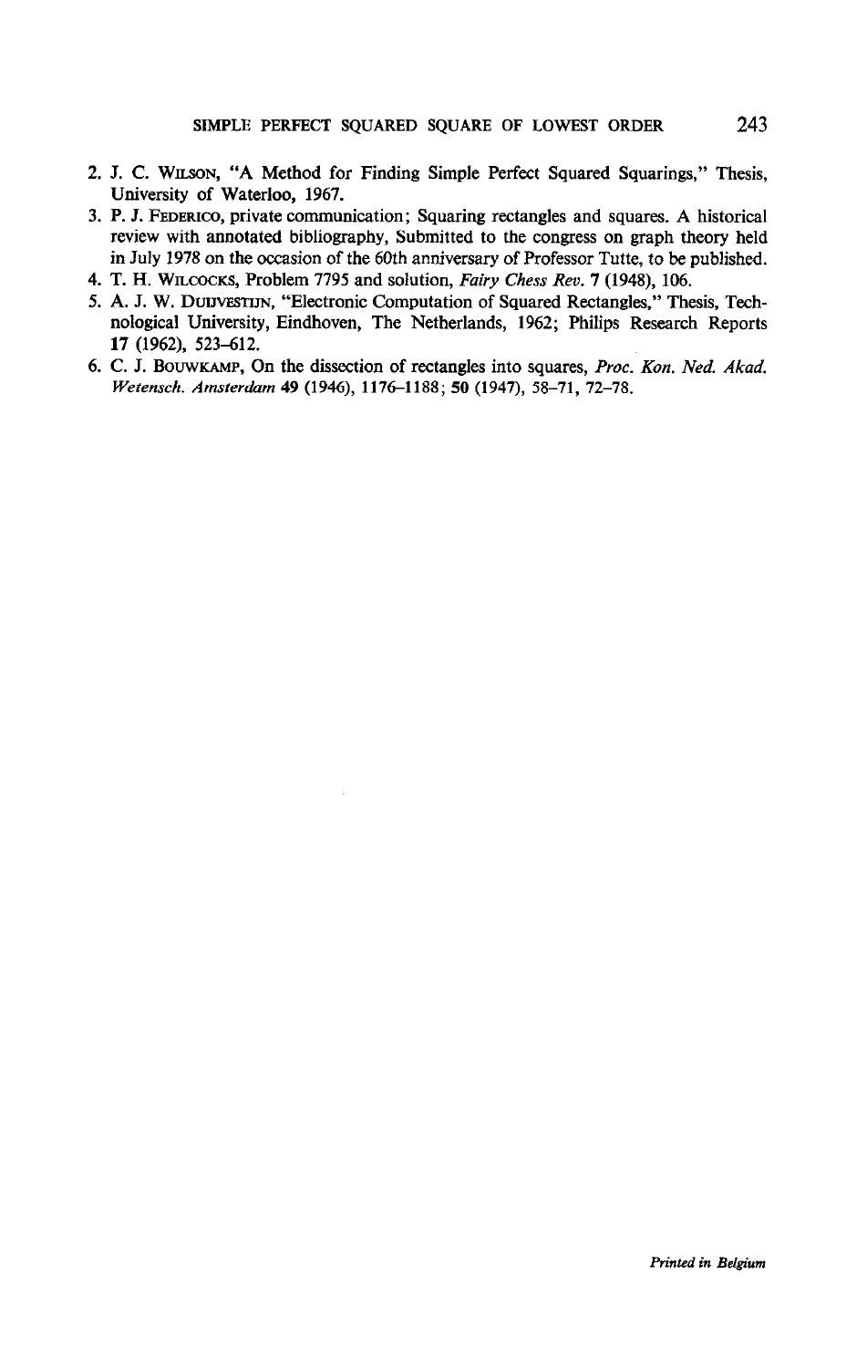2. J. C. WILSON, "A Method for Finding Simple Perfect Squared Squarings," Thesis, University of Waterloo, 1967.
3. P. J. FEDERICO, private communication; Squaring rectangles and squares. A historical review with annotated bibliography, Submitted to the congress on graph theory held in July 1978 on the occasion of the 60th anniversary of Professor Tutte, to be published.
4. T. H. WILCOCKS, Problem 7795 and solution, *Fairy Chess Rev.* **7** (1948), 106.
5. A. J. W. DUIJVESTIJN, "Electronic Computation of Squared Rectangles," Thesis, Technological University, Eindhoven, The Netherlands, 1962; Philips Research Reports **17** (1962), 523–612.
6. C. J. BOUWKAMP, On the dissection of rectangles into squares, *Proc. Kon. Ned. Akad. Wetensch. Amsterdam* **49** (1946), 1176–1188; **50** (1947), 58–71, 72–78.

*Printed in Belgium*